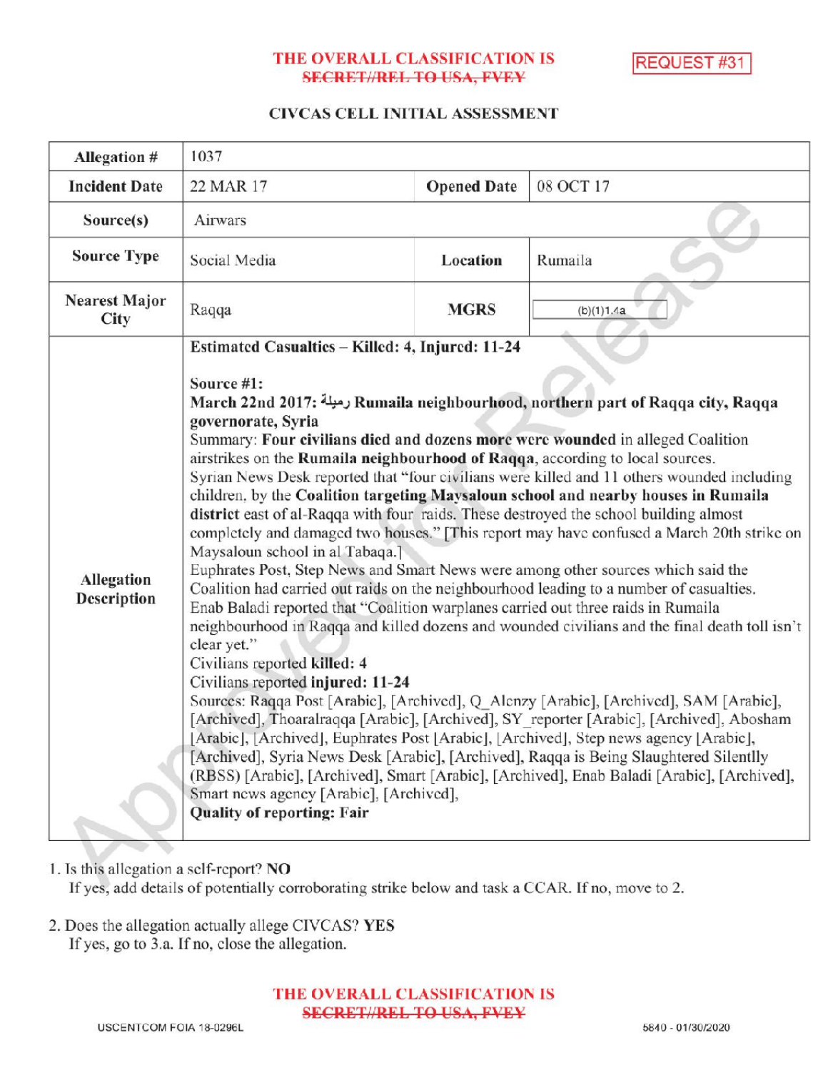THE OVERALL CLASSIFICATION IS ~~SECRET//REL TO USA, FVEY~~

REQUEST #31

## CIVCAS CELL INITIAL ASSESSMENT

| Allegation # | 1037 | | |
|---|---|---|---|
| Incident Date | 22 MAR 17 | Opened Date | 08 OCT 17 |
| Source(s) | Airwars | | |
| Source Type | Social Media | Location | Rumaila |
| Nearest Major City | Raqqa | MGRS | (b)(1)1.4a |
| Allegation Description | **Estimated Casualties – Killed: 4, Injured: 11-24**<br><br>**Source #1:**<br>**March 22nd 2017: رميلة Rumaila neighbourhood, northern part of Raqqa city, Raqqa governorate, Syria**<br>Summary: **Four civilians died and dozens more were wounded** in alleged Coalition airstrikes on the **Rumaila neighbourhood of Raqqa**, according to local sources.<br>Syrian News Desk reported that "four civilians were killed and 11 others wounded including children, by the **Coalition targeting Maysaloun school and nearby houses in Rumaila district** east of al-Raqqa with four raids. These destroyed the school building almost completely and damaged two houses." [This report may have confused a March 20th strike on Maysaloun school in al Tabaqa.]<br>Euphrates Post, Step News and Smart News were among other sources which said the Coalition had carried out raids on the neighbourhood leading to a number of casualties.<br>Enab Baladi reported that "Coalition warplanes carried out three raids in Rumaila neighbourhood in Raqqa and killed dozens and wounded civilians and the final death toll isn't clear yet."<br>Civilians reported **killed: 4**<br>Civilians reported **injured: 11-24**<br>Sources: Raqqa Post [Arabic], [Archived], Q_Alenzy [Arabic], [Archived], SAM [Arabic], [Archived], Thoaralraqqa [Arabic], [Archived], SY_reporter [Arabic], [Archived], Abosham [Arabic], [Archived], Euphrates Post [Arabic], [Archived], Step news agency [Arabic], [Archived], Syria News Desk [Arabic], [Archived], Raqqa is Being Slaughtered Silentlly (RBSS) [Arabic], [Archived], Smart [Arabic], [Archived], Enab Baladi [Arabic], [Archived], Smart news agency [Arabic], [Archived],<br>**Quality of reporting: Fair** | | |

1. Is this allegation a self-report? **NO**
   If yes, add details of potentially corroborating strike below and task a CCAR. If no, move to 2.

2. Does the allegation actually allege CIVCAS? **YES**
   If yes, go to 3.a. If no, close the allegation.

THE OVERALL CLASSIFICATION IS ~~SECRET//REL TO USA, FVEY~~

USCENTCOM FOIA 18-0296L

5840 - 01/30/2020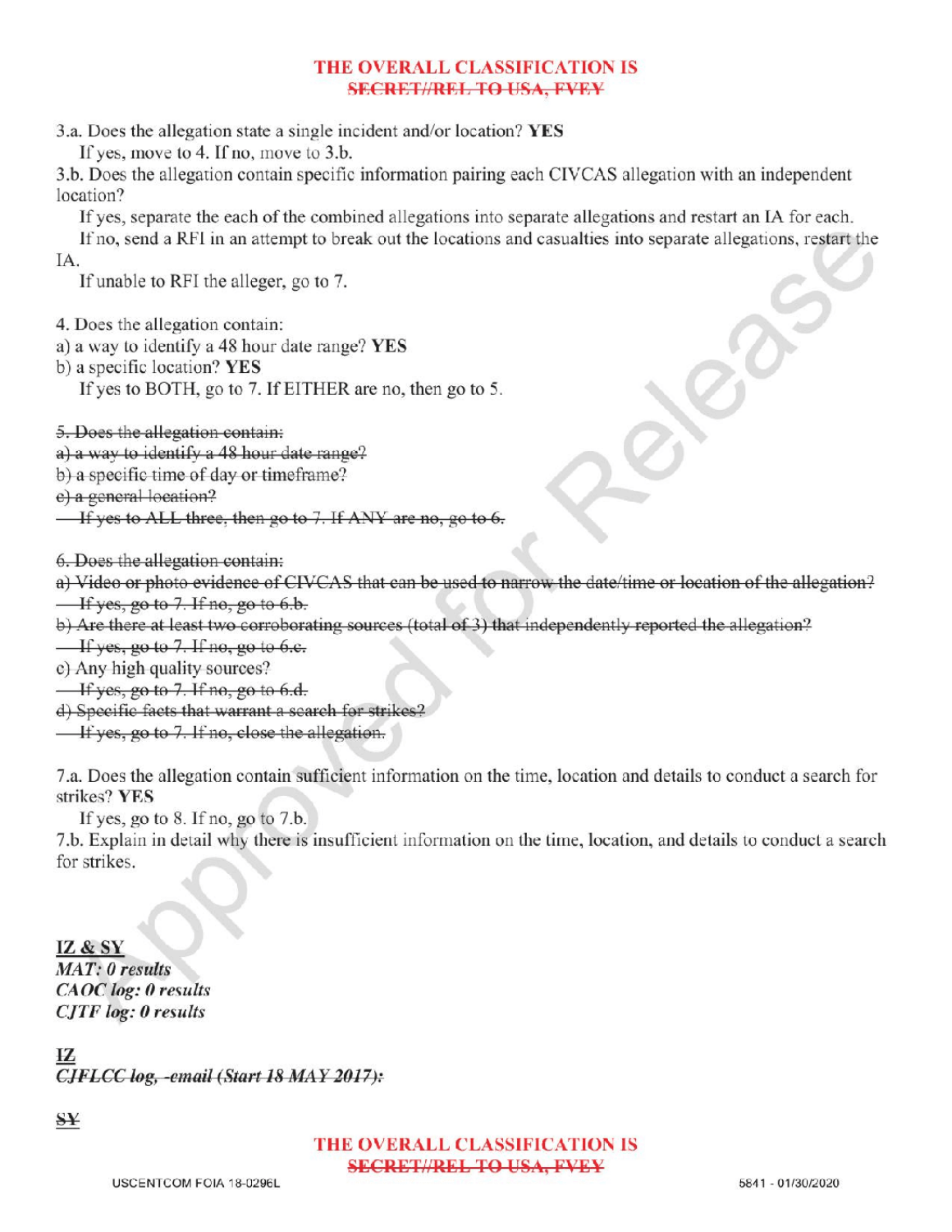**THE OVERALL CLASSIFICATION IS**
~~**SECRET//REL TO USA, FVEY**~~

3.a. Does the allegation state a single incident and/or location? **YES**

If yes, move to 4. If no, move to 3.b.

3.b. Does the allegation contain specific information pairing each CIVCAS allegation with an independent location?

If yes, separate the each of the combined allegations into separate allegations and restart an IA for each.

If no, send a RFI in an attempt to break out the locations and casualties into separate allegations, restart the IA.

If unable to RFI the alleger, go to 7.

4. Does the allegation contain:

a) a way to identify a 48 hour date range? **YES**

b) a specific location? **YES**

If yes to BOTH, go to 7. If EITHER are no, then go to 5.

~~5. Does the allegation contain:~~

~~a) a way to identify a 48 hour date range?~~

~~b) a specific time of day or timeframe?~~

~~c) a general location?~~

~~If yes to ALL three, then go to 7. If ANY are no, go to 6.~~

~~6. Does the allegation contain:~~

~~a) Video or photo evidence of CIVCAS that can be used to narrow the date/time or location of the allegation?~~

~~If yes, go to 7. If no, go to 6.b.~~

~~b) Are there at least two corroborating sources (total of 3) that independently reported the allegation?~~

~~If yes, go to 7. If no, go to 6.c.~~

c) Any high quality sources?

~~If yes, go to 7. If no, go to 6.d.~~

~~d) Specific facts that warrant a search for strikes?~~

~~If yes, go to 7. If no, close the allegation.~~

7.a. Does the allegation contain sufficient information on the time, location and details to conduct a search for strikes? **YES**

If yes, go to 8. If no, go to 7.b.

7.b. Explain in detail why there is insufficient information on the time, location, and details to conduct a search for strikes.

**IZ & SY**

***MAT: 0 results***

***CAOC log: 0 results***

***CJTF log: 0 results***

**IZ**

~~***CJFLCC log, -email (Start 18 MAY 2017):***~~

~~**SY**~~

**THE OVERALL CLASSIFICATION IS**
~~**SECRET//REL TO USA, FVEY**~~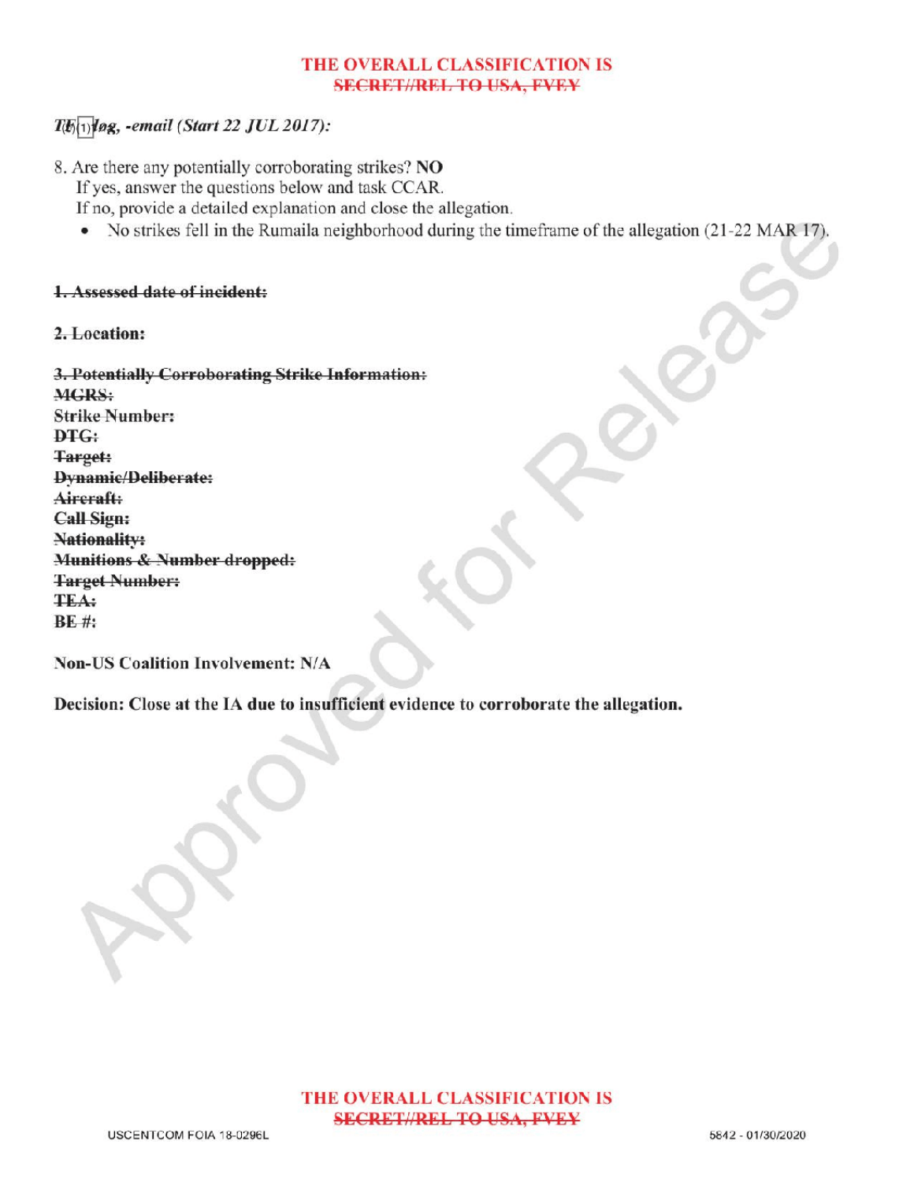THE OVERALL CLASSIFICATION IS
~~SECRET//REL TO USA, FVEY~~

*TF (b)(1) log, -email (Start 22 JUL 2017):*

8. Are there any potentially corroborating strikes? **NO**
   If yes, answer the questions below and task CCAR.
   If no, provide a detailed explanation and close the allegation.
   - No strikes fell in the Rumaila neighborhood during the timeframe of the allegation (21-22 MAR 17).

~~**1. Assessed date of incident:**~~

~~**2. Location:**~~

~~**3. Potentially Corroborating Strike Information:**~~
~~**MGRS:**~~
~~**Strike Number:**~~
~~**DTG:**~~
~~**Target:**~~
~~**Dynamic/Deliberate:**~~
~~**Aircraft:**~~
~~**Call Sign:**~~
~~**Nationality:**~~
~~**Munitions & Number dropped:**~~
~~**Target Number:**~~
~~**TEA:**~~
~~**BE #:**~~

**Non-US Coalition Involvement: N/A**

**Decision: Close at the IA due to insufficient evidence to corroborate the allegation.**

THE OVERALL CLASSIFICATION IS
~~SECRET//REL TO USA, FVEY~~

USCENTCOM FOIA 18-0296L

5842 - 01/30/2020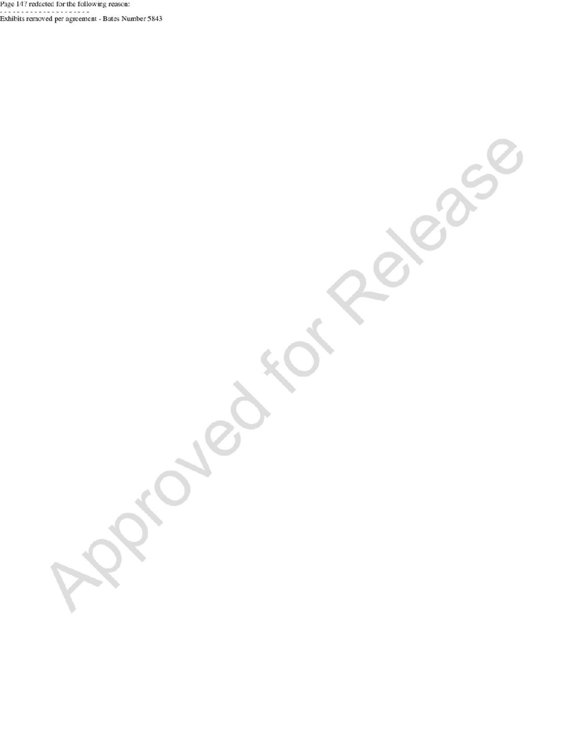Page 147 redacted for the following reason:

- - - - - - - - - - - - - - - - - - - -

Exhibits removed per agreement - Bates Number 5843

Approved for Release